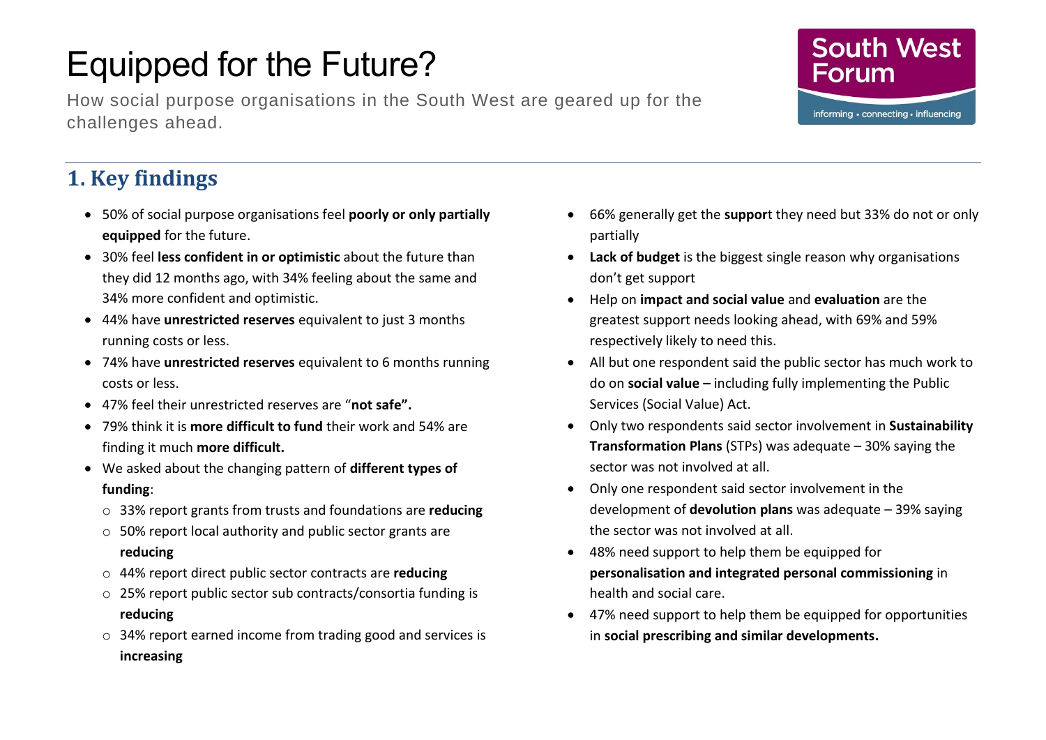# Equipped for the Future?

How social purpose organisations in the South West are geared up for the challenges ahead.

South West Forum
informing • connecting • influencing

## 1. Key findings

- 50% of social purpose organisations feel **poorly or only partially equipped** for the future.
- 30% feel **less confident in or optimistic** about the future than they did 12 months ago, with 34% feeling about the same and 34% more confident and optimistic.
- 44% have **unrestricted reserves** equivalent to just 3 months running costs or less.
- 74% have **unrestricted reserves** equivalent to 6 months running costs or less.
- 47% feel their unrestricted reserves are "**not safe".**
- 79% think it is **more difficult to fund** their work and 54% are finding it much **more difficult.**
- We asked about the changing pattern of **different types of funding**:
  - 33% report grants from trusts and foundations are **reducing**
  - 50% report local authority and public sector grants are **reducing**
  - 44% report direct public sector contracts are **reducing**
  - 25% report public sector sub contracts/consortia funding is **reducing**
  - 34% report earned income from trading good and services is **increasing**
- 66% generally get the **suppor**t they need but 33% do not or only partially
- **Lack of budget** is the biggest single reason why organisations don't get support
- Help on **impact and social value** and **evaluation** are the greatest support needs looking ahead, with 69% and 59% respectively likely to need this.
- All but one respondent said the public sector has much work to do on **social value –** including fully implementing the Public Services (Social Value) Act.
- Only two respondents said sector involvement in **Sustainability Transformation Plans** (STPs) was adequate – 30% saying the sector was not involved at all.
- Only one respondent said sector involvement in the development of **devolution plans** was adequate – 39% saying the sector was not involved at all.
- 48% need support to help them be equipped for **personalisation and integrated personal commissioning** in health and social care.
- 47% need support to help them be equipped for opportunities in **social prescribing and similar developments.**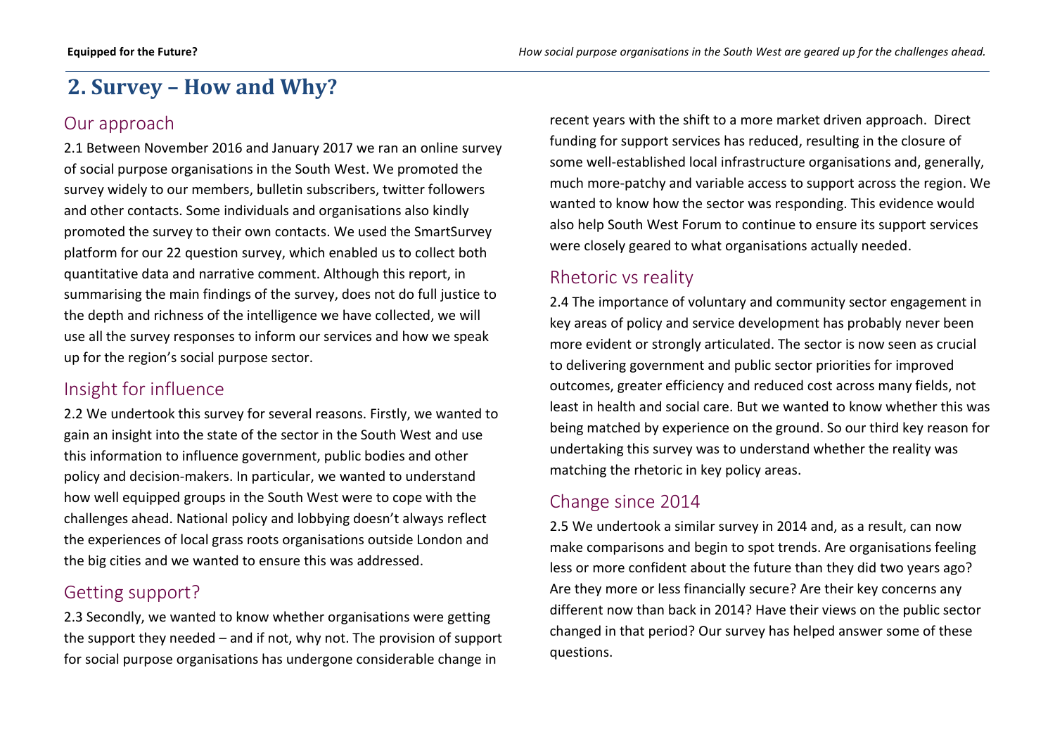# 2. Survey – How and Why?

## Our approach

2.1 Between November 2016 and January 2017 we ran an online survey of social purpose organisations in the South West. We promoted the survey widely to our members, bulletin subscribers, twitter followers and other contacts. Some individuals and organisations also kindly promoted the survey to their own contacts. We used the SmartSurvey platform for our 22 question survey, which enabled us to collect both quantitative data and narrative comment. Although this report, in summarising the main findings of the survey, does not do full justice to the depth and richness of the intelligence we have collected, we will use all the survey responses to inform our services and how we speak up for the region's social purpose sector.

## Insight for influence

2.2 We undertook this survey for several reasons. Firstly, we wanted to gain an insight into the state of the sector in the South West and use this information to influence government, public bodies and other policy and decision-makers. In particular, we wanted to understand how well equipped groups in the South West were to cope with the challenges ahead. National policy and lobbying doesn't always reflect the experiences of local grass roots organisations outside London and the big cities and we wanted to ensure this was addressed.

## Getting support?

2.3 Secondly, we wanted to know whether organisations were getting the support they needed – and if not, why not. The provision of support for social purpose organisations has undergone considerable change in recent years with the shift to a more market driven approach. Direct funding for support services has reduced, resulting in the closure of some well-established local infrastructure organisations and, generally, much more-patchy and variable access to support across the region. We wanted to know how the sector was responding. This evidence would also help South West Forum to continue to ensure its support services were closely geared to what organisations actually needed.

## Rhetoric vs reality

2.4 The importance of voluntary and community sector engagement in key areas of policy and service development has probably never been more evident or strongly articulated. The sector is now seen as crucial to delivering government and public sector priorities for improved outcomes, greater efficiency and reduced cost across many fields, not least in health and social care. But we wanted to know whether this was being matched by experience on the ground. So our third key reason for undertaking this survey was to understand whether the reality was matching the rhetoric in key policy areas.

## Change since 2014

2.5 We undertook a similar survey in 2014 and, as a result, can now make comparisons and begin to spot trends. Are organisations feeling less or more confident about the future than they did two years ago? Are they more or less financially secure? Are their key concerns any different now than back in 2014? Have their views on the public sector changed in that period? Our survey has helped answer some of these questions.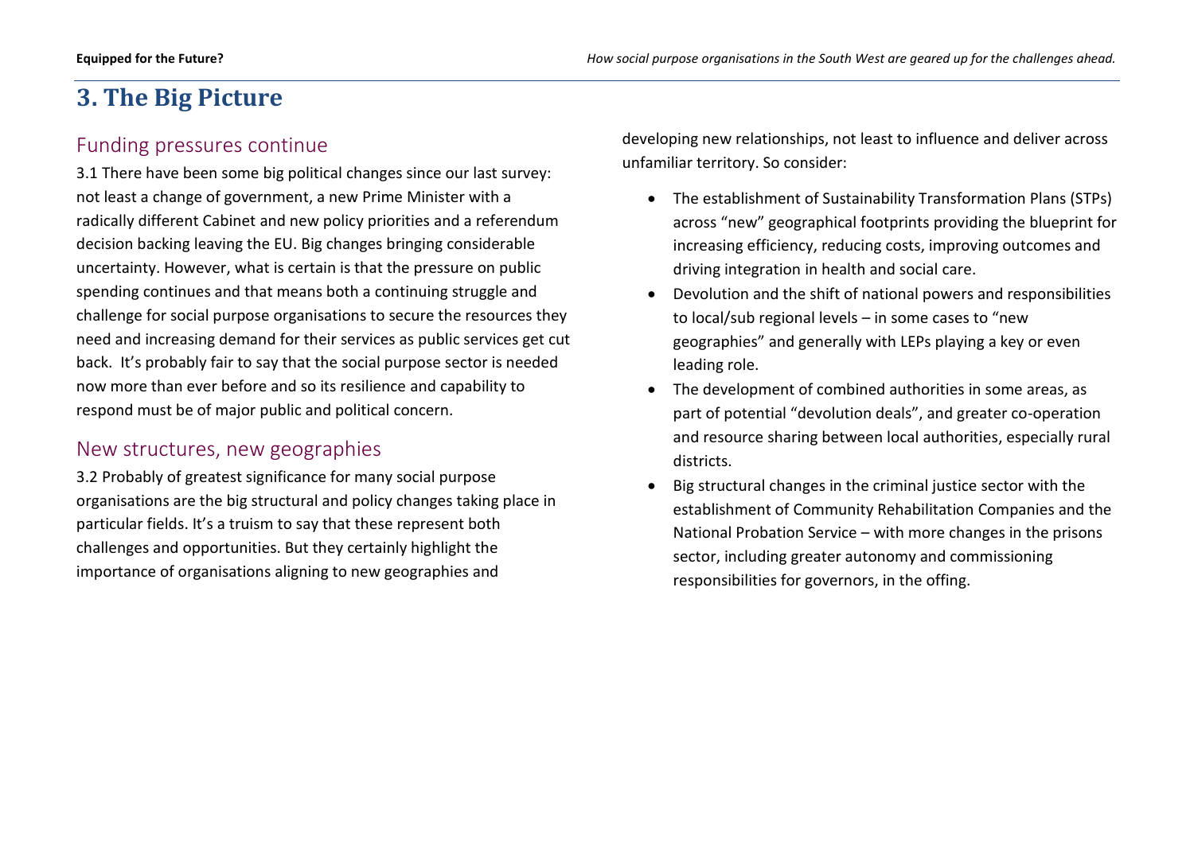# 3. The Big Picture

## Funding pressures continue

3.1 There have been some big political changes since our last survey: not least a change of government, a new Prime Minister with a radically different Cabinet and new policy priorities and a referendum decision backing leaving the EU. Big changes bringing considerable uncertainty. However, what is certain is that the pressure on public spending continues and that means both a continuing struggle and challenge for social purpose organisations to secure the resources they need and increasing demand for their services as public services get cut back. It's probably fair to say that the social purpose sector is needed now more than ever before and so its resilience and capability to respond must be of major public and political concern.

## New structures, new geographies

3.2 Probably of greatest significance for many social purpose organisations are the big structural and policy changes taking place in particular fields. It's a truism to say that these represent both challenges and opportunities. But they certainly highlight the importance of organisations aligning to new geographies and developing new relationships, not least to influence and deliver across unfamiliar territory. So consider:

- The establishment of Sustainability Transformation Plans (STPs) across "new" geographical footprints providing the blueprint for increasing efficiency, reducing costs, improving outcomes and driving integration in health and social care.
- Devolution and the shift of national powers and responsibilities to local/sub regional levels – in some cases to "new geographies" and generally with LEPs playing a key or even leading role.
- The development of combined authorities in some areas, as part of potential "devolution deals", and greater co-operation and resource sharing between local authorities, especially rural districts.
- Big structural changes in the criminal justice sector with the establishment of Community Rehabilitation Companies and the National Probation Service – with more changes in the prisons sector, including greater autonomy and commissioning responsibilities for governors, in the offing.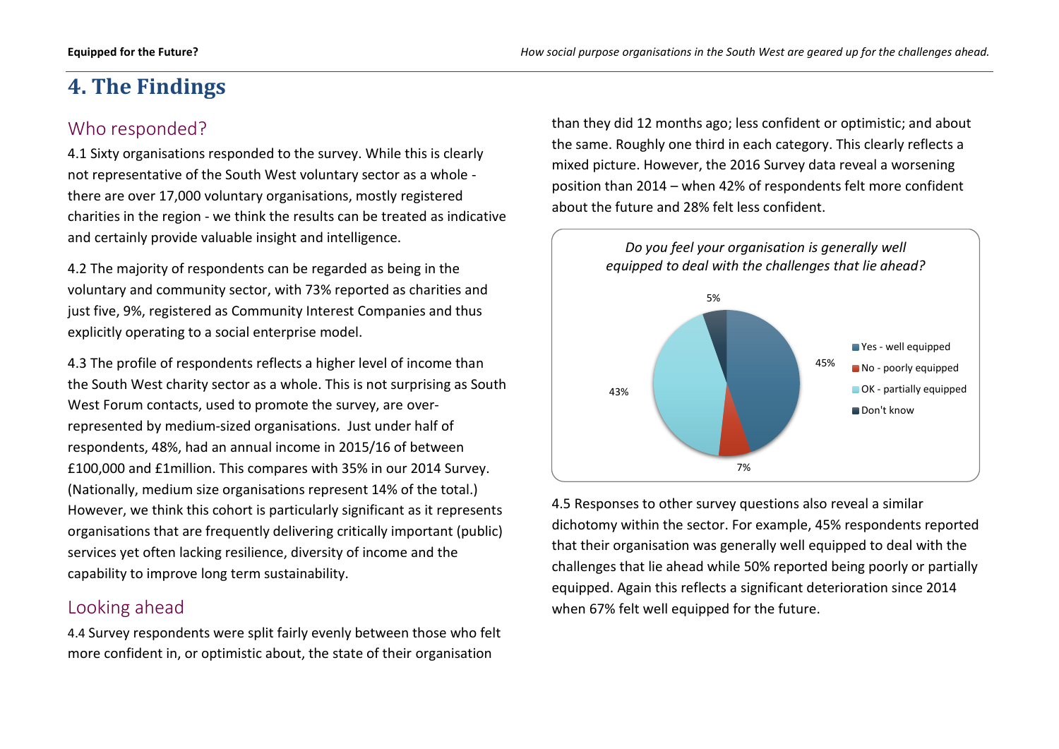# 4. The Findings

## Who responded?

4.1 Sixty organisations responded to the survey. While this is clearly not representative of the South West voluntary sector as a whole - there are over 17,000 voluntary organisations, mostly registered charities in the region - we think the results can be treated as indicative and certainly provide valuable insight and intelligence.

4.2 The majority of respondents can be regarded as being in the voluntary and community sector, with 73% reported as charities and just five, 9%, registered as Community Interest Companies and thus explicitly operating to a social enterprise model.

4.3 The profile of respondents reflects a higher level of income than the South West charity sector as a whole. This is not surprising as South West Forum contacts, used to promote the survey, are over-represented by medium-sized organisations. Just under half of respondents, 48%, had an annual income in 2015/16 of between £100,000 and £1million. This compares with 35% in our 2014 Survey. (Nationally, medium size organisations represent 14% of the total.) However, we think this cohort is particularly significant as it represents organisations that are frequently delivering critically important (public) services yet often lacking resilience, diversity of income and the capability to improve long term sustainability.

## Looking ahead

4.4 Survey respondents were split fairly evenly between those who felt more confident in, or optimistic about, the state of their organisation than they did 12 months ago; less confident or optimistic; and about the same. Roughly one third in each category. This clearly reflects a mixed picture. However, the 2016 Survey data reveal a worsening position than 2014 – when 42% of respondents felt more confident about the future and 28% felt less confident.

*Do you feel your organisation is generally well equipped to deal with the challenges that lie ahead?*

| Response | % |
|---|---|
| Yes - well equipped | 45% |
| No - poorly equipped | 7% |
| OK - partially equipped | 43% |
| Don't know | 5% |

4.5 Responses to other survey questions also reveal a similar dichotomy within the sector. For example, 45% respondents reported that their organisation was generally well equipped to deal with the challenges that lie ahead while 50% reported being poorly or partially equipped. Again this reflects a significant deterioration since 2014 when 67% felt well equipped for the future.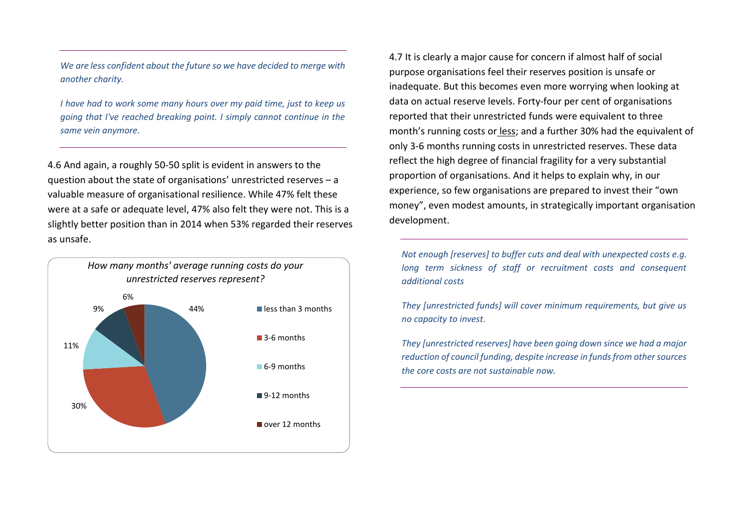*We are less confident about the future so we have decided to merge with another charity.*

*I have had to work some many hours over my paid time, just to keep us going that I've reached breaking point. I simply cannot continue in the same vein anymore.*

4.6 And again, a roughly 50-50 split is evident in answers to the question about the state of organisations' unrestricted reserves – a valuable measure of organisational resilience. While 47% felt these were at a safe or adequate level, 47% also felt they were not. This is a slightly better position than in 2014 when 53% regarded their reserves as unsafe.

*How many months' average running costs do your unrestricted reserves represent?*

| Category | Percentage |
|---|---|
| less than 3 months | 44% |
| 3-6 months | 30% |
| 6-9 months | 11% |
| 9-12 months | 9% |
| over 12 months | 6% |

4.7 It is clearly a major cause for concern if almost half of social purpose organisations feel their reserves position is unsafe or inadequate. But this becomes even more worrying when looking at data on actual reserve levels. Forty-four per cent of organisations reported that their unrestricted funds were equivalent to three month's running costs or less; and a further 30% had the equivalent of only 3-6 months running costs in unrestricted reserves. These data reflect the high degree of financial fragility for a very substantial proportion of organisations. And it helps to explain why, in our experience, so few organisations are prepared to invest their "own money", even modest amounts, in strategically important organisation development.

*Not enough [reserves] to buffer cuts and deal with unexpected costs e.g. long term sickness of staff or recruitment costs and consequent additional costs*

*They [unrestricted funds] will cover minimum requirements, but give us no capacity to invest.*

*They [unrestricted reserves] have been going down since we had a major reduction of council funding, despite increase in funds from other sources the core costs are not sustainable now.*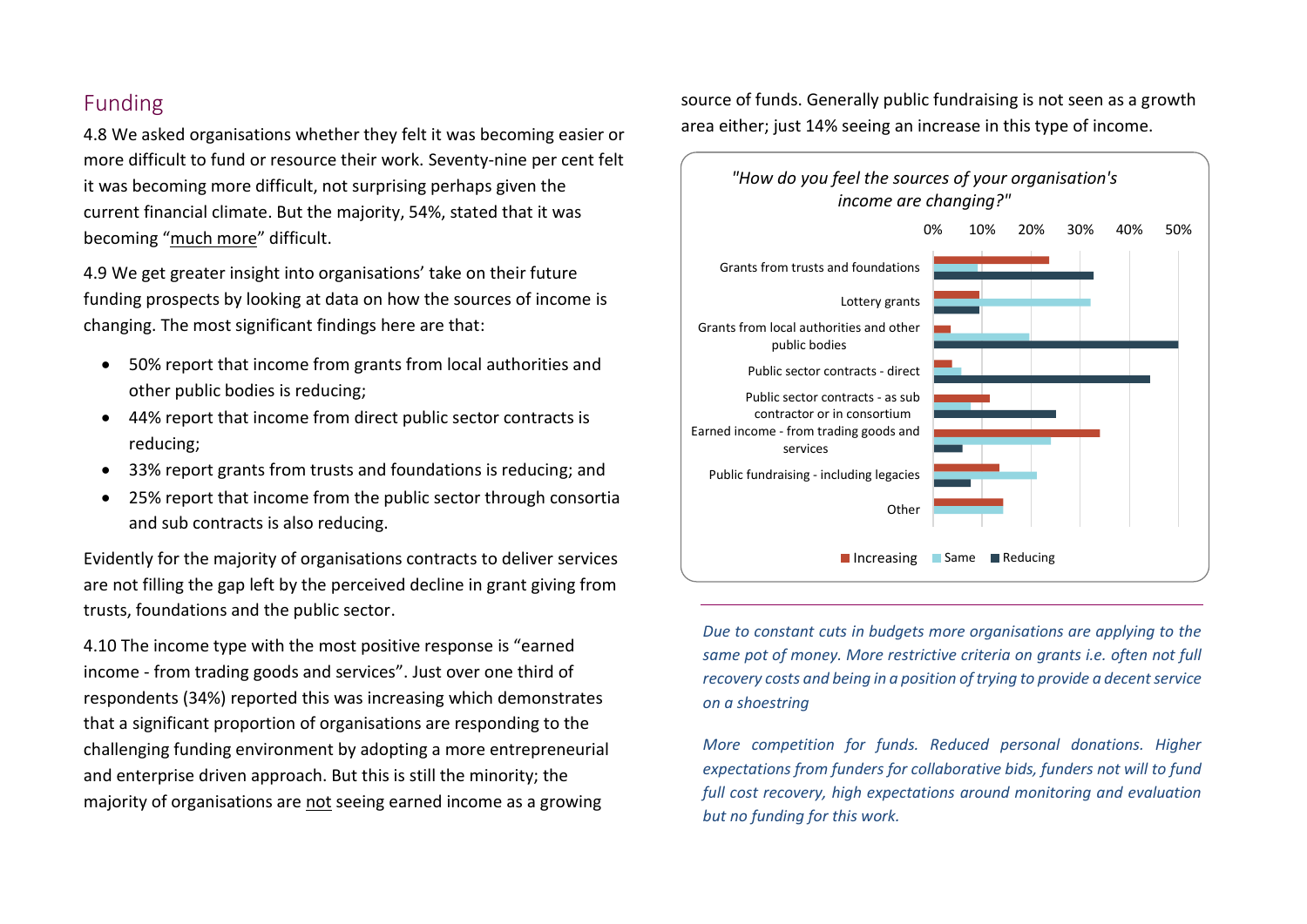## Funding

4.8 We asked organisations whether they felt it was becoming easier or more difficult to fund or resource their work. Seventy-nine per cent felt it was becoming more difficult, not surprising perhaps given the current financial climate. But the majority, 54%, stated that it was becoming "much more" difficult.

4.9 We get greater insight into organisations' take on their future funding prospects by looking at data on how the sources of income is changing. The most significant findings here are that:

- 50% report that income from grants from local authorities and other public bodies is reducing;
- 44% report that income from direct public sector contracts is reducing;
- 33% report grants from trusts and foundations is reducing; and
- 25% report that income from the public sector through consortia and sub contracts is also reducing.

Evidently for the majority of organisations contracts to deliver services are not filling the gap left by the perceived decline in grant giving from trusts, foundations and the public sector.

4.10 The income type with the most positive response is "earned income - from trading goods and services". Just over one third of respondents (34%) reported this was increasing which demonstrates that a significant proportion of organisations are responding to the challenging funding environment by adopting a more entrepreneurial and enterprise driven approach. But this is still the minority; the majority of organisations are not seeing earned income as a growing source of funds. Generally public fundraising is not seen as a growth area either; just 14% seeing an increase in this type of income.

*"How do you feel the sources of your organisation's income are changing?"*

| | Increasing | Same | Reducing |
|---|---|---|---|
| Grants from trusts and foundations | ~24% | ~9% | ~33% |
| Lottery grants | ~9% | ~32% | ~9% |
| Grants from local authorities and other public bodies | ~3% | ~20% | ~50% |
| Public sector contracts - direct | ~4% | ~6% | ~44% |
| Public sector contracts - as sub contractor or in consortium | ~12% | ~7% | ~25% |
| Earned income - from trading goods and services | ~34% | ~24% | ~6% |
| Public fundraising - including legacies | ~14% | ~21% | ~8% |
| Other | ~14% | ~14% | |

*Due to constant cuts in budgets more organisations are applying to the same pot of money. More restrictive criteria on grants i.e. often not full recovery costs and being in a position of trying to provide a decent service on a shoestring*

*More competition for funds. Reduced personal donations. Higher expectations from funders for collaborative bids, funders not will to fund full cost recovery, high expectations around monitoring and evaluation but no funding for this work.*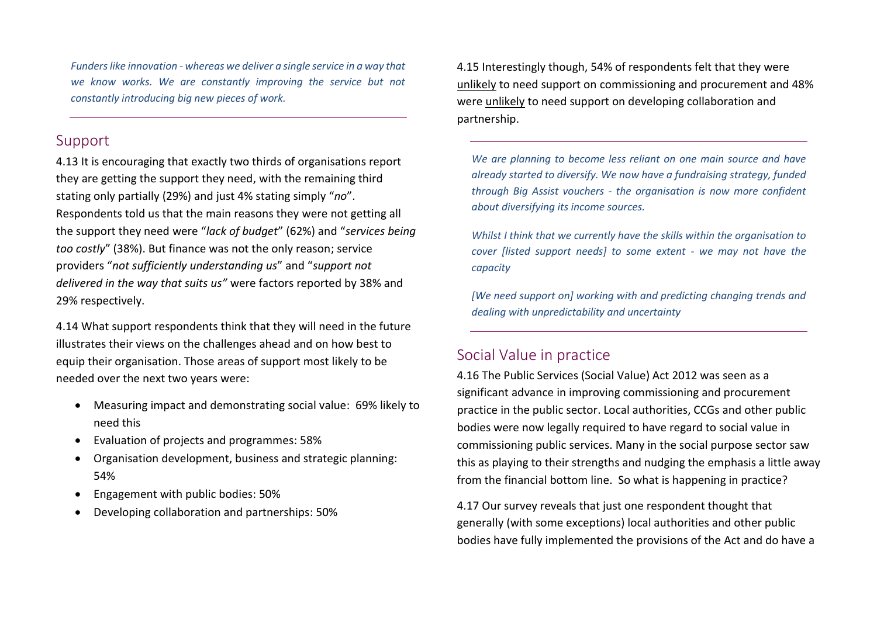*Funders like innovation - whereas we deliver a single service in a way that we know works. We are constantly improving the service but not constantly introducing big new pieces of work.*

---

## Support

4.13 It is encouraging that exactly two thirds of organisations report they are getting the support they need, with the remaining third stating only partially (29%) and just 4% stating simply "*no*". Respondents told us that the main reasons they were not getting all the support they need were "*lack of budget*" (62%) and "*services being too costly*" (38%). But finance was not the only reason; service providers "*not sufficiently understanding us*" and "*support not delivered in the way that suits us"* were factors reported by 38% and 29% respectively.

4.14 What support respondents think that they will need in the future illustrates their views on the challenges ahead and on how best to equip their organisation. Those areas of support most likely to be needed over the next two years were:

- Measuring impact and demonstrating social value: 69% likely to need this
- Evaluation of projects and programmes: 58%
- Organisation development, business and strategic planning: 54%
- Engagement with public bodies: 50%
- Developing collaboration and partnerships: 50%

4.15 Interestingly though, 54% of respondents felt that they were unlikely to need support on commissioning and procurement and 48% were unlikely to need support on developing collaboration and partnership.

---

*We are planning to become less reliant on one main source and have already started to diversify. We now have a fundraising strategy, funded through Big Assist vouchers - the organisation is now more confident about diversifying its income sources.*

*Whilst I think that we currently have the skills within the organisation to cover [listed support needs] to some extent - we may not have the capacity*

*[We need support on] working with and predicting changing trends and dealing with unpredictability and uncertainty*

---

## Social Value in practice

4.16 The Public Services (Social Value) Act 2012 was seen as a significant advance in improving commissioning and procurement practice in the public sector. Local authorities, CCGs and other public bodies were now legally required to have regard to social value in commissioning public services. Many in the social purpose sector saw this as playing to their strengths and nudging the emphasis a little away from the financial bottom line. So what is happening in practice?

4.17 Our survey reveals that just one respondent thought that generally (with some exceptions) local authorities and other public bodies have fully implemented the provisions of the Act and do have a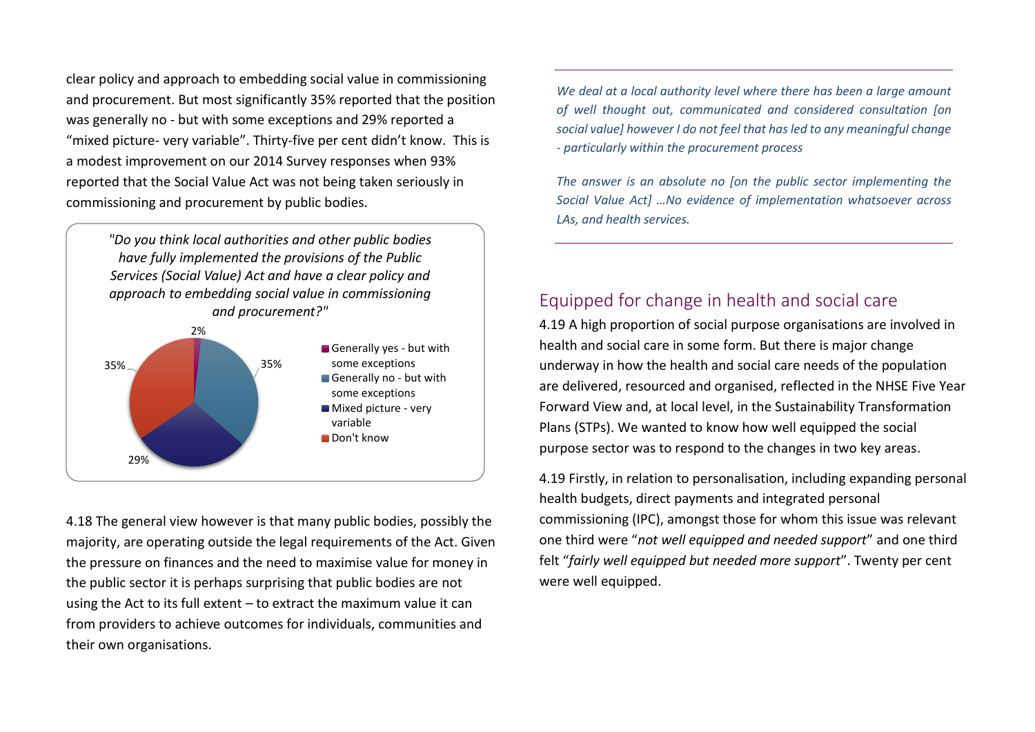clear policy and approach to embedding social value in commissioning and procurement. But most significantly 35% reported that the position was generally no - but with some exceptions and 29% reported a "mixed picture- very variable". Thirty-five per cent didn't know. This is a modest improvement on our 2014 Survey responses when 93% reported that the Social Value Act was not being taken seriously in commissioning and procurement by public bodies.

*"Do you think local authorities and other public bodies have fully implemented the provisions of the Public Services (Social Value) Act and have a clear policy and approach to embedding social value in commissioning and procurement?"*

| Response | % |
|---|---|
| Generally yes - but with some exceptions | 2% |
| Generally no - but with some exceptions | 35% |
| Mixed picture - very variable | 29% |
| Don't know | 35% |

4.18 The general view however is that many public bodies, possibly the majority, are operating outside the legal requirements of the Act. Given the pressure on finances and the need to maximise value for money in the public sector it is perhaps surprising that public bodies are not using the Act to its full extent – to extract the maximum value it can from providers to achieve outcomes for individuals, communities and their own organisations.

*We deal at a local authority level where there has been a large amount of well thought out, communicated and considered consultation [on social value] however I do not feel that has led to any meaningful change - particularly within the procurement process*

*The answer is an absolute no [on the public sector implementing the Social Value Act] ...No evidence of implementation whatsoever across LAs, and health services.*

## Equipped for change in health and social care

4.19 A high proportion of social purpose organisations are involved in health and social care in some form. But there is major change underway in how the health and social care needs of the population are delivered, resourced and organised, reflected in the NHSE Five Year Forward View and, at local level, in the Sustainability Transformation Plans (STPs). We wanted to know how well equipped the social purpose sector was to respond to the changes in two key areas.

4.19 Firstly, in relation to personalisation, including expanding personal health budgets, direct payments and integrated personal commissioning (IPC), amongst those for whom this issue was relevant one third were "*not well equipped and needed support*" and one third felt "*fairly well equipped but needed more support*". Twenty per cent were well equipped.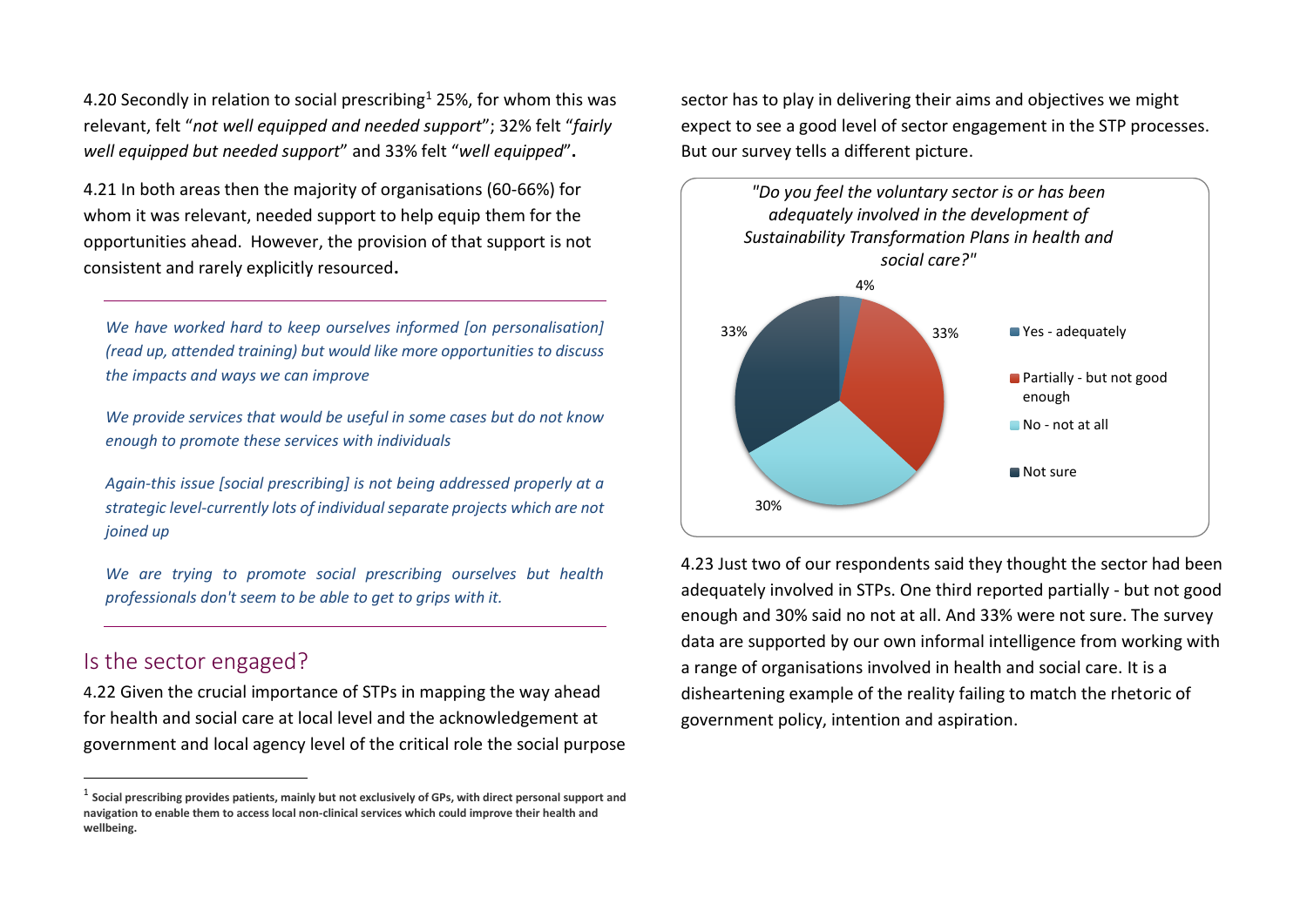4.20 Secondly in relation to social prescribing[1] 25%, for whom this was relevant, felt "*not well equipped and needed support*"; 32% felt "*fairly well equipped but needed support*" and 33% felt "*well equipped*".

4.21 In both areas then the majority of organisations (60-66%) for whom it was relevant, needed support to help equip them for the opportunities ahead. However, the provision of that support is not consistent and rarely explicitly resourced.

---

*We have worked hard to keep ourselves informed [on personalisation] (read up, attended training) but would like more opportunities to discuss the impacts and ways we can improve*

*We provide services that would be useful in some cases but do not know enough to promote these services with individuals*

*Again-this issue [social prescribing] is not being addressed properly at a strategic level-currently lots of individual separate projects which are not joined up*

*We are trying to promote social prescribing ourselves but health professionals don't seem to be able to get to grips with it.*

---

## Is the sector engaged?

4.22 Given the crucial importance of STPs in mapping the way ahead for health and social care at local level and the acknowledgement at government and local agency level of the critical role the social purpose sector has to play in delivering their aims and objectives we might expect to see a good level of sector engagement in the STP processes. But our survey tells a different picture.

*"Do you feel the voluntary sector is or has been adequately involved in the development of Sustainability Transformation Plans in health and social care?"*

| Response | % |
|---|---|
| Yes - adequately | 4% |
| Partially - but not good enough | 33% |
| No - not at all | 30% |
| Not sure | 33% |

4.23 Just two of our respondents said they thought the sector had been adequately involved in STPs. One third reported partially - but not good enough and 30% said no not at all. And 33% were not sure. The survey data are supported by our own informal intelligence from working with a range of organisations involved in health and social care. It is a disheartening example of the reality failing to match the rhetoric of government policy, intention and aspiration.

---

[1] **Social prescribing provides patients, mainly but not exclusively of GPs, with direct personal support and navigation to enable them to access local non-clinical services which could improve their health and wellbeing.**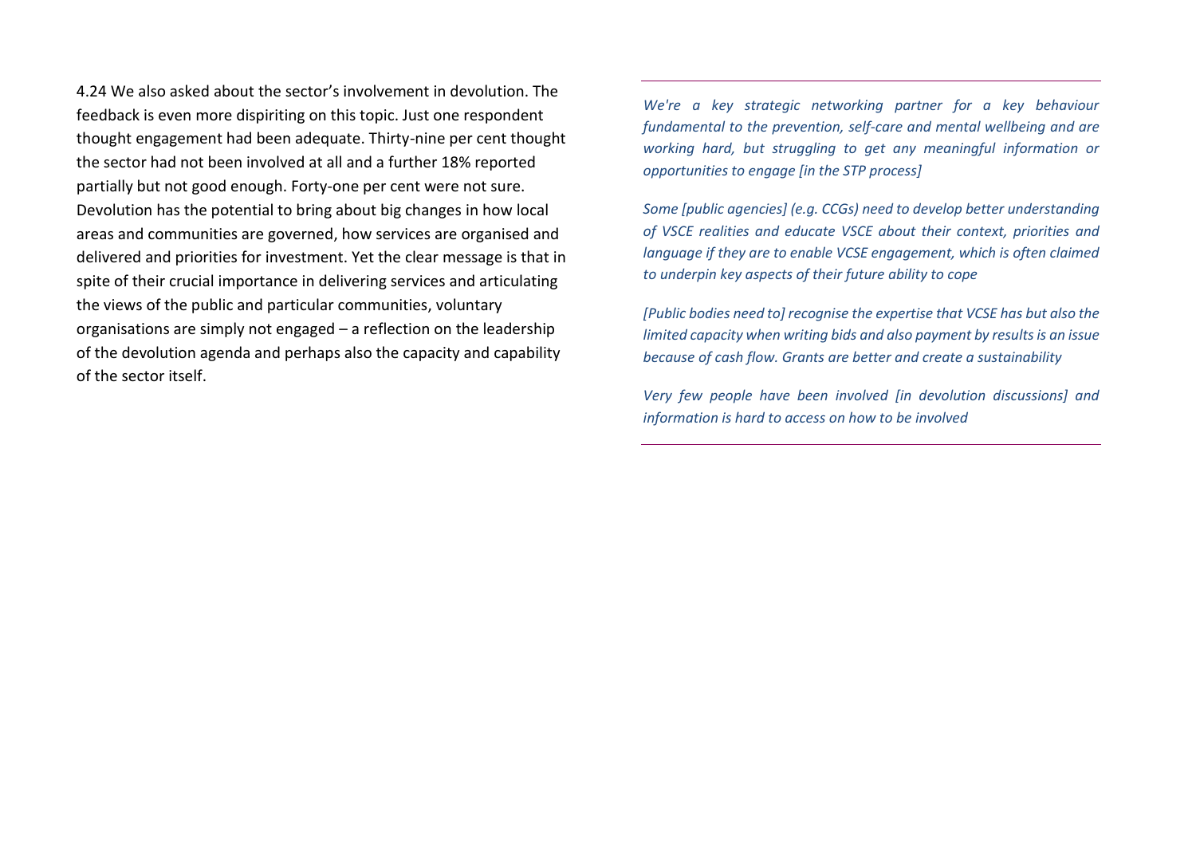4.24 We also asked about the sector's involvement in devolution. The feedback is even more dispiriting on this topic. Just one respondent thought engagement had been adequate. Thirty-nine per cent thought the sector had not been involved at all and a further 18% reported partially but not good enough. Forty-one per cent were not sure. Devolution has the potential to bring about big changes in how local areas and communities are governed, how services are organised and delivered and priorities for investment. Yet the clear message is that in spite of their crucial importance in delivering services and articulating the views of the public and particular communities, voluntary organisations are simply not engaged – a reflection on the leadership of the devolution agenda and perhaps also the capacity and capability of the sector itself.

---

*We're a key strategic networking partner for a key behaviour fundamental to the prevention, self-care and mental wellbeing and are working hard, but struggling to get any meaningful information or opportunities to engage [in the STP process]*

*Some [public agencies] (e.g. CCGs) need to develop better understanding of VSCE realities and educate VSCE about their context, priorities and language if they are to enable VCSE engagement, which is often claimed to underpin key aspects of their future ability to cope*

*[Public bodies need to] recognise the expertise that VCSE has but also the limited capacity when writing bids and also payment by results is an issue because of cash flow. Grants are better and create a sustainability*

*Very few people have been involved [in devolution discussions] and information is hard to access on how to be involved*

---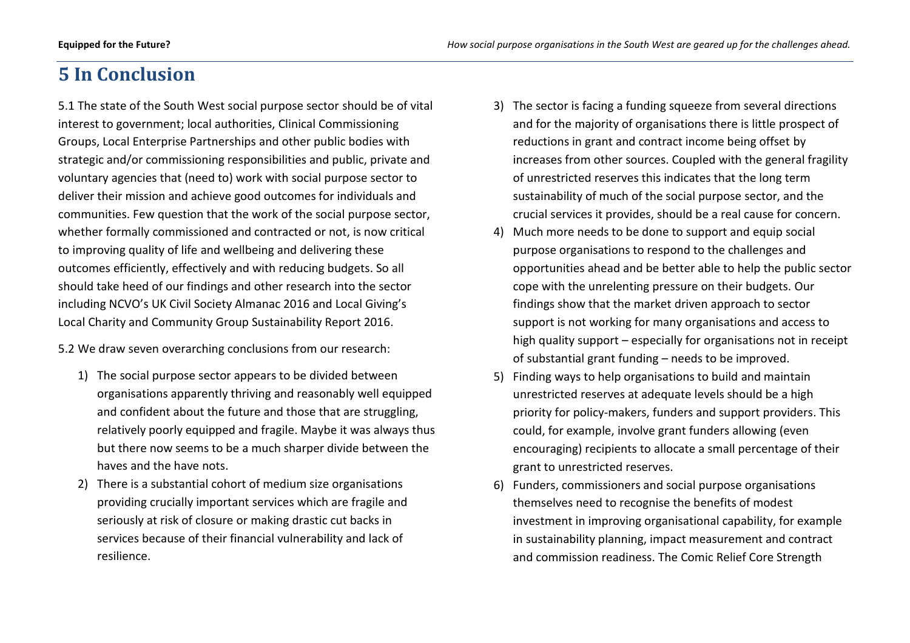## 5 In Conclusion

5.1 The state of the South West social purpose sector should be of vital interest to government; local authorities, Clinical Commissioning Groups, Local Enterprise Partnerships and other public bodies with strategic and/or commissioning responsibilities and public, private and voluntary agencies that (need to) work with social purpose sector to deliver their mission and achieve good outcomes for individuals and communities. Few question that the work of the social purpose sector, whether formally commissioned and contracted or not, is now critical to improving quality of life and wellbeing and delivering these outcomes efficiently, effectively and with reducing budgets. So all should take heed of our findings and other research into the sector including NCVO's UK Civil Society Almanac 2016 and Local Giving's Local Charity and Community Group Sustainability Report 2016.

5.2 We draw seven overarching conclusions from our research:

1) The social purpose sector appears to be divided between organisations apparently thriving and reasonably well equipped and confident about the future and those that are struggling, relatively poorly equipped and fragile. Maybe it was always thus but there now seems to be a much sharper divide between the haves and the have nots.
2) There is a substantial cohort of medium size organisations providing crucially important services which are fragile and seriously at risk of closure or making drastic cut backs in services because of their financial vulnerability and lack of resilience.
3) The sector is facing a funding squeeze from several directions and for the majority of organisations there is little prospect of reductions in grant and contract income being offset by increases from other sources. Coupled with the general fragility of unrestricted reserves this indicates that the long term sustainability of much of the social purpose sector, and the crucial services it provides, should be a real cause for concern.
4) Much more needs to be done to support and equip social purpose organisations to respond to the challenges and opportunities ahead and be better able to help the public sector cope with the unrelenting pressure on their budgets. Our findings show that the market driven approach to sector support is not working for many organisations and access to high quality support – especially for organisations not in receipt of substantial grant funding – needs to be improved.
5) Finding ways to help organisations to build and maintain unrestricted reserves at adequate levels should be a high priority for policy-makers, funders and support providers. This could, for example, involve grant funders allowing (even encouraging) recipients to allocate a small percentage of their grant to unrestricted reserves.
6) Funders, commissioners and social purpose organisations themselves need to recognise the benefits of modest investment in improving organisational capability, for example in sustainability planning, impact measurement and contract and commission readiness. The Comic Relief Core Strength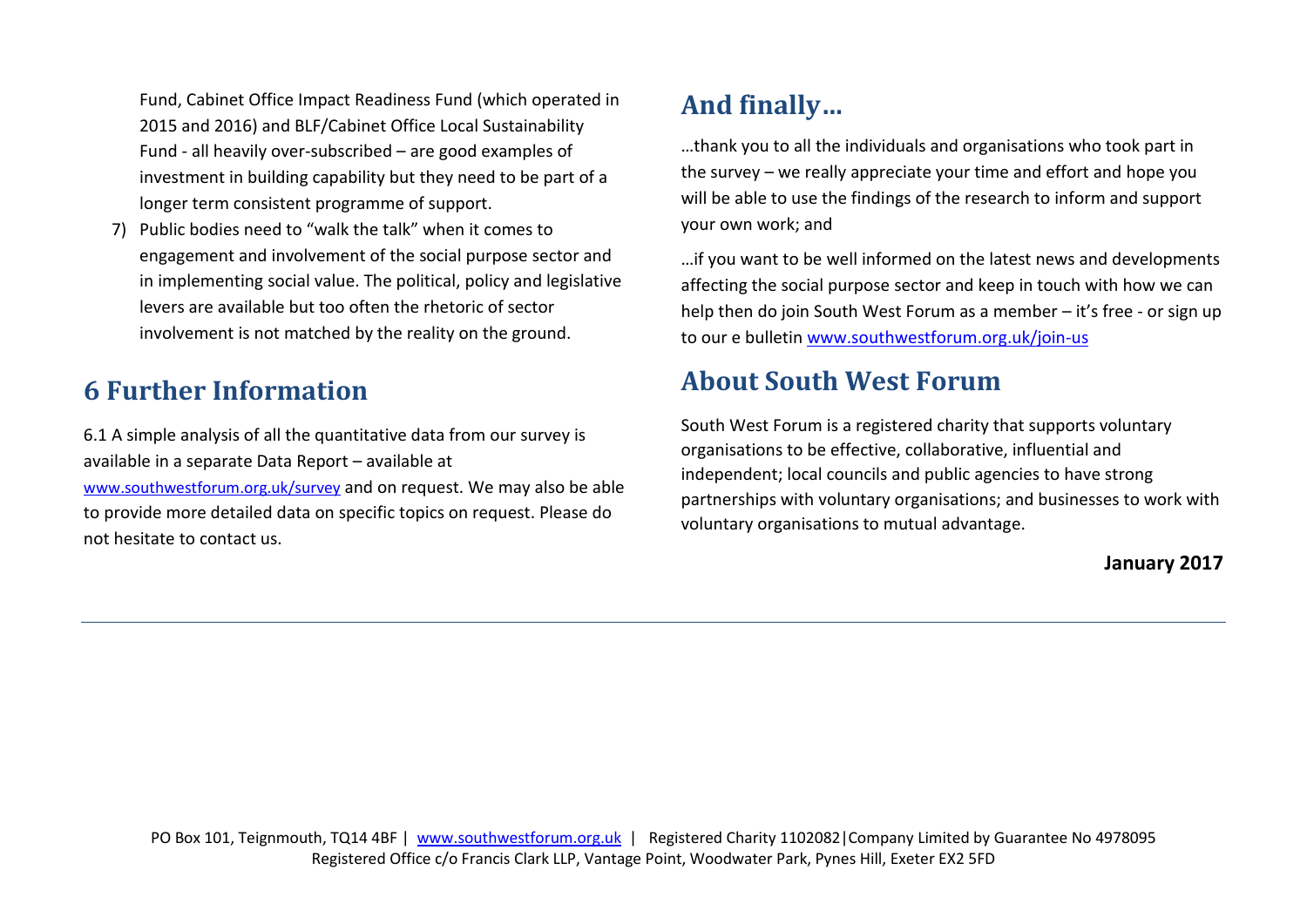Fund, Cabinet Office Impact Readiness Fund (which operated in 2015 and 2016) and BLF/Cabinet Office Local Sustainability Fund - all heavily over-subscribed – are good examples of investment in building capability but they need to be part of a longer term consistent programme of support.

7) Public bodies need to "walk the talk" when it comes to engagement and involvement of the social purpose sector and in implementing social value. The political, policy and legislative levers are available but too often the rhetoric of sector involvement is not matched by the reality on the ground.

## 6 Further Information

6.1 A simple analysis of all the quantitative data from our survey is available in a separate Data Report – available at www.southwestforum.org.uk/survey and on request. We may also be able to provide more detailed data on specific topics on request. Please do not hesitate to contact us.

## And finally…

…thank you to all the individuals and organisations who took part in the survey – we really appreciate your time and effort and hope you will be able to use the findings of the research to inform and support your own work; and

…if you want to be well informed on the latest news and developments affecting the social purpose sector and keep in touch with how we can help then do join South West Forum as a member – it's free - or sign up to our e bulletin www.southwestforum.org.uk/join-us

## About South West Forum

South West Forum is a registered charity that supports voluntary organisations to be effective, collaborative, influential and independent; local councils and public agencies to have strong partnerships with voluntary organisations; and businesses to work with voluntary organisations to mutual advantage.

**January 2017**

PO Box 101, Teignmouth, TQ14 4BF | www.southwestforum.org.uk | Registered Charity 1102082|Company Limited by Guarantee No 4978095
Registered Office c/o Francis Clark LLP, Vantage Point, Woodwater Park, Pynes Hill, Exeter EX2 5FD